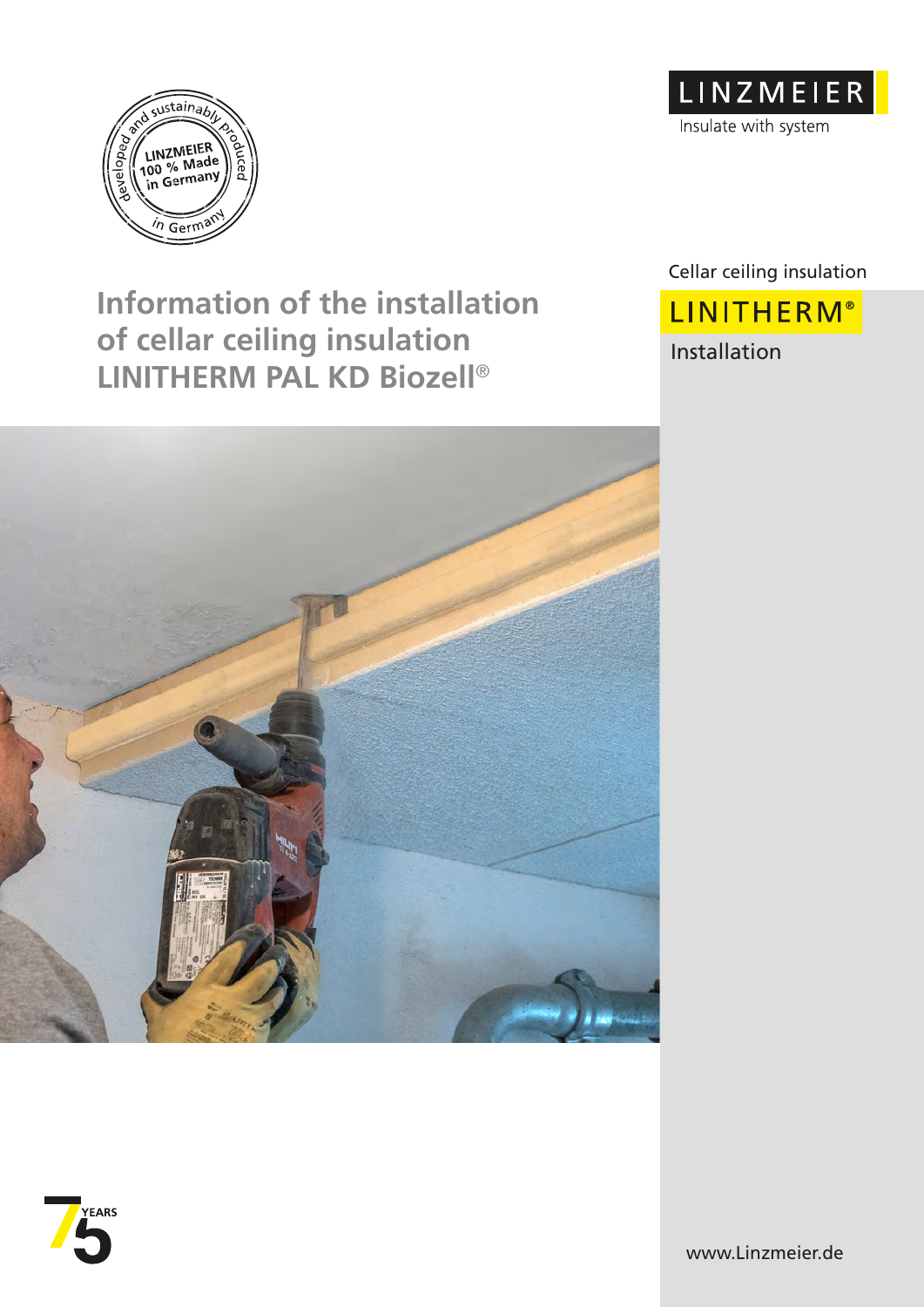developed and sustainably produced – LINZMEIER 100 % Made in Germany – in Germany

LINZMEIER
Insulate with system

Cellar ceiling insulation

**LINITHERM®**

Installation

# Information of the installation of cellar ceiling insulation LINITHERM PAL KD Biozell®

75 YEARS

www.Linzmeier.de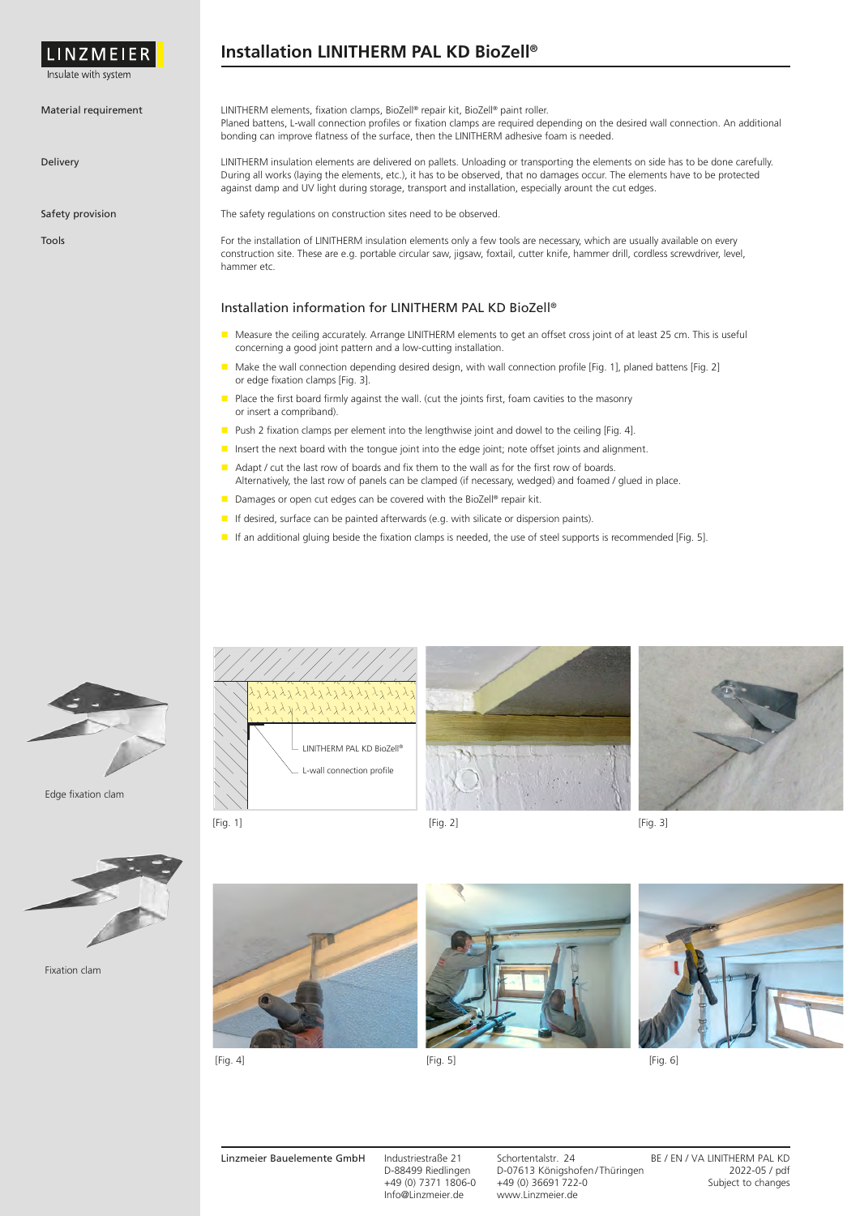# Installation LINITHERM PAL KD BioZell®

**Material requirement**

LINITHERM elements, fixation clamps, BioZell® repair kit, BioZell® paint roller.
Planed battens, L-wall connection profiles or fixation clamps are required depending on the desired wall connection. An additional bonding can improve flatness of the surface, then the LINITHERM adhesive foam is needed.

**Delivery**

LINITHERM insulation elements are delivered on pallets. Unloading or transporting the elements on side has to be done carefully. During all works (laying the elements, etc.), it has to be observed, that no damages occur. The elements have to be protected against damp and UV light during storage, transport and installation, especially arount the cut edges.

**Safety provision**

The safety regulations on construction sites need to be observed.

**Tools**

For the installation of LINITHERM insulation elements only a few tools are necessary, which are usually available on every construction site. These are e.g. portable circular saw, jigsaw, foxtail, cutter knife, hammer drill, cordless screwdriver, level, hammer etc.

## Installation information for LINITHERM PAL KD BioZell®

- Measure the ceiling accurately. Arrange LINITHERM elements to get an offset cross joint of at least 25 cm. This is useful concerning a good joint pattern and a low-cutting installation.
- Make the wall connection depending desired design, with wall connection profile [Fig. 1], planed battens [Fig. 2] or edge fixation clamps [Fig. 3].
- Place the first board firmly against the wall. (cut the joints first, foam cavities to the masonry or insert a compriband).
- Push 2 fixation clamps per element into the lengthwise joint and dowel to the ceiling [Fig. 4].
- Insert the next board with the tongue joint into the edge joint; note offset joints and alignment.
- Adapt / cut the last row of boards and fix them to the wall as for the first row of boards. Alternatively, the last row of panels can be clamped (if necessary, wedged) and foamed / glued in place.
- Damages or open cut edges can be covered with the BioZell® repair kit.
- If desired, surface can be painted afterwards (e.g. with silicate or dispersion paints).
- If an additional gluing beside the fixation clamps is needed, the use of steel supports is recommended [Fig. 5].

Edge fixation clam

Fixation clam

LINITHERM PAL KD BioZell®

L-wall connection profile

[Fig. 1]

[Fig. 2]

[Fig. 3]

[Fig. 4]

[Fig. 5]

[Fig. 6]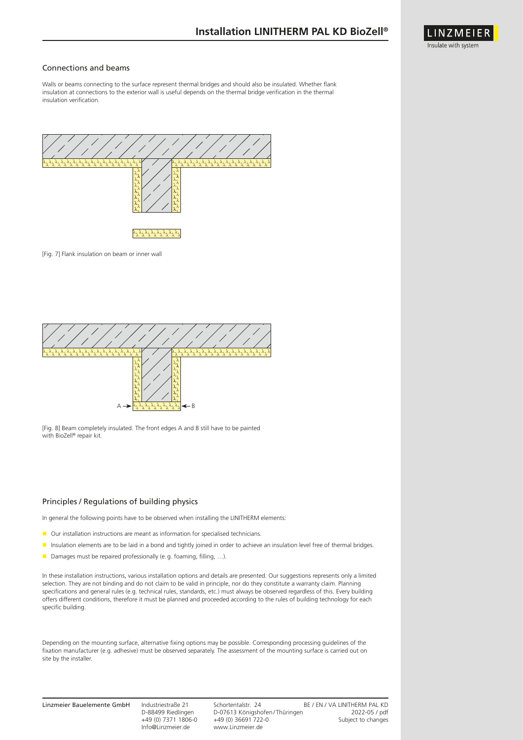## Connections and beams

Walls or beams connecting to the surface represent thermal bridges and should also be insulated. Whether flank insulation at connections to the exterior wall is useful depends on the thermal bridge verification in the thermal insulation verification.

[Fig. 7] Flank insulation on beam or inner wall

A
B

[Fig. 8] Beam completely insulated. The front edges A and B still have to be painted with BioZell® repair kit.

## Principles / Regulations of building physics

In general the following points have to be observed when installing the LINITHERM elements:

- Our installation instructions are meant as information for specialised technicians.
- Insulation elements are to be laid in a bond and tightly joined in order to achieve an insulation level free of thermal bridges.
- Damages must be repaired professionally (e.g. foaming, filling, …).

In these installation instructions, various installation options and details are presented. Our suggestions represents only a limited selection. They are not binding and do not claim to be valid in principle, nor do they constitute a warranty claim. Planning specifications and general rules (e.g. technical rules, standards, etc.) must always be observed regardless of this. Every building offers different conditions, therefore it must be planned and proceeded according to the rules of building technology for each specific building.

Depending on the mounting surface, alternative fixing options may be possible. Corresponding processing guidelines of the fixation manufacturer (e.g. adhesive) must be observed separately. The assessment of the mounting surface is carried out on site by the installer.